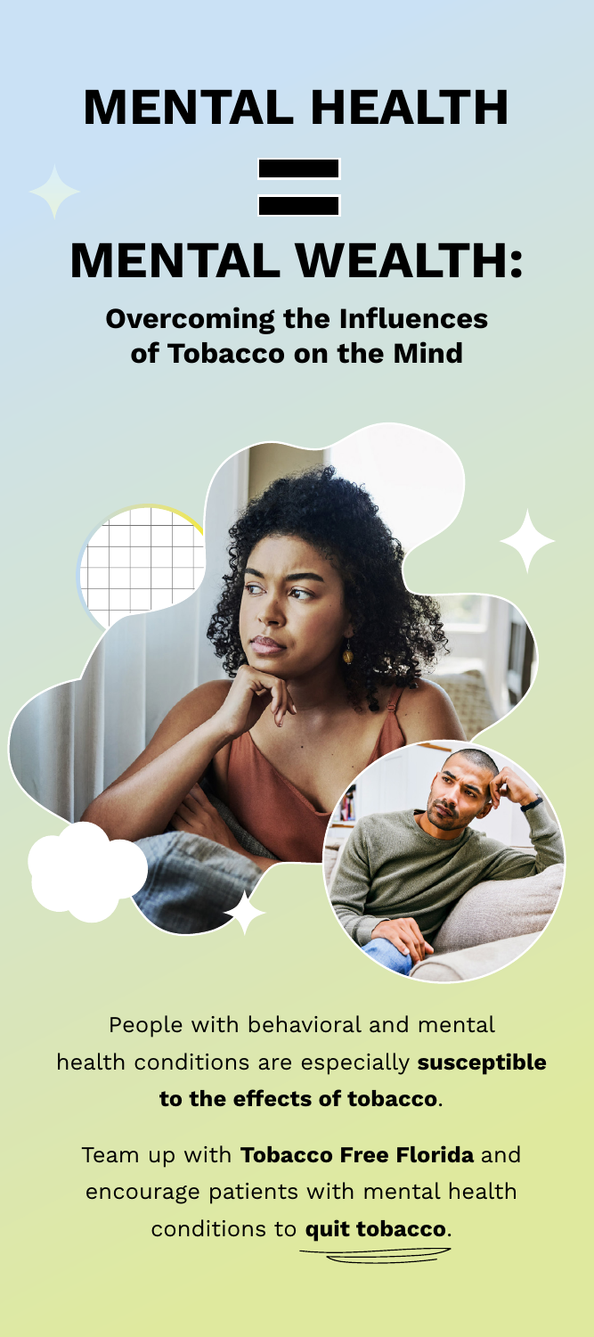# MENTAL HEALTH = MENTAL WEALTH:

## Overcoming the Influences of Tobacco on the Mind

People with behavioral and mental health conditions are especially **susceptible to the effects of tobacco**.

Team up with **Tobacco Free Florida** and encourage patients with mental health conditions to **quit tobacco**.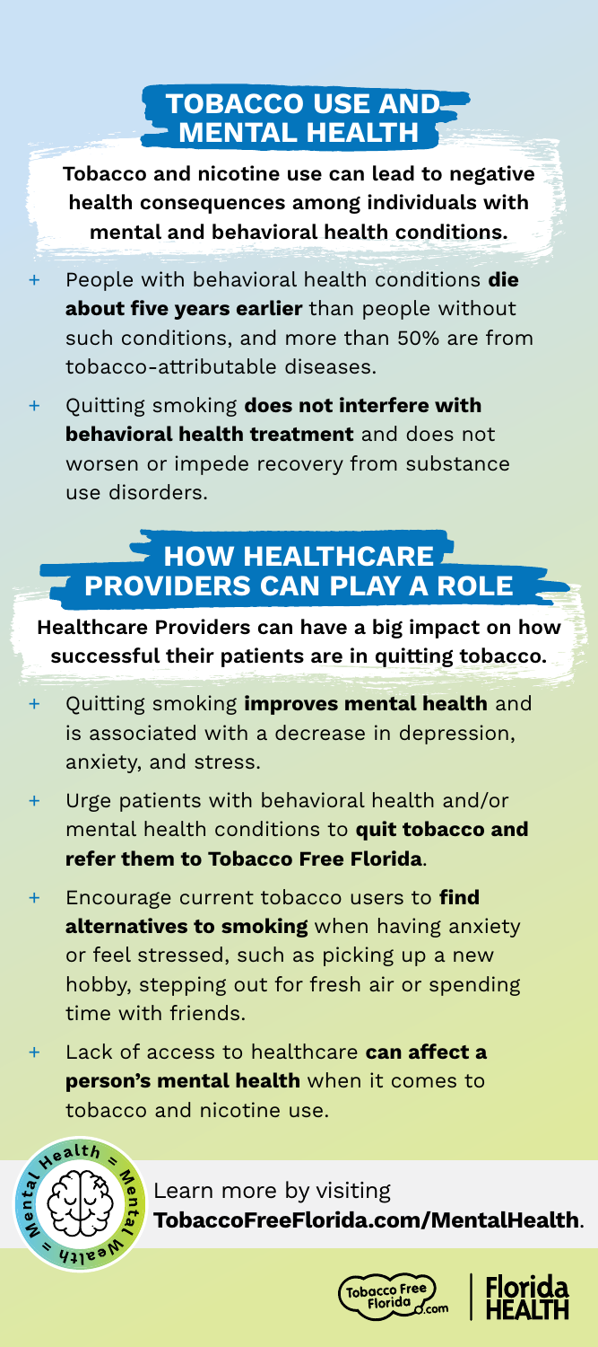# TOBACCO USE AND MENTAL HEALTH

**Tobacco and nicotine use can lead to negative health consequences among individuals with mental and behavioral health conditions.**

+ People with behavioral health conditions **die about five years earlier** than people without such conditions, and more than 50% are from tobacco-attributable diseases.
+ Quitting smoking **does not interfere with behavioral health treatment** and does not worsen or impede recovery from substance use disorders.

# HOW HEALTHCARE PROVIDERS CAN PLAY A ROLE

**Healthcare Providers can have a big impact on how successful their patients are in quitting tobacco.**

+ Quitting smoking **improves mental health** and is associated with a decrease in depression, anxiety, and stress.
+ Urge patients with behavioral health and/or mental health conditions to **quit tobacco and refer them to Tobacco Free Florida**.
+ Encourage current tobacco users to **find alternatives to smoking** when having anxiety or feel stressed, such as picking up a new hobby, stepping out for fresh air or spending time with friends.
+ Lack of access to healthcare **can affect a person's mental health** when it comes to tobacco and nicotine use.

Mental Health = Mental Wealth

Learn more by visiting **TobaccoFreeFlorida.com/MentalHealth**.

Tobacco Free Florida.com | Florida HEALTH